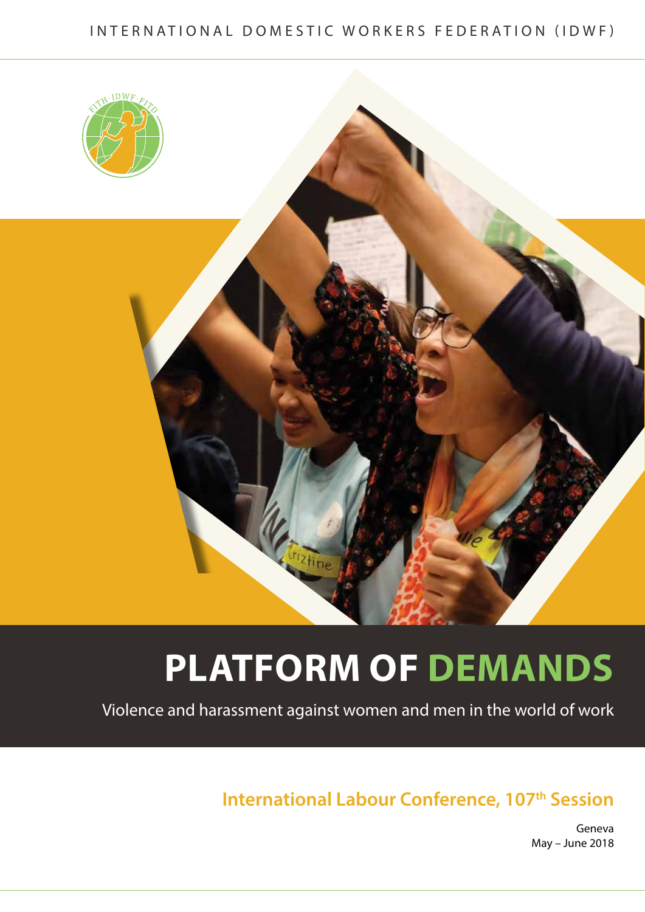INTERNATIONAL DOMESTIC WORKERS FEDERATION (IDWF)

# PLATFORM OF DEMANDS

Violence and harassment against women and men in the world of work

## International Labour Conference, 107th Session

Geneva
May – June 2018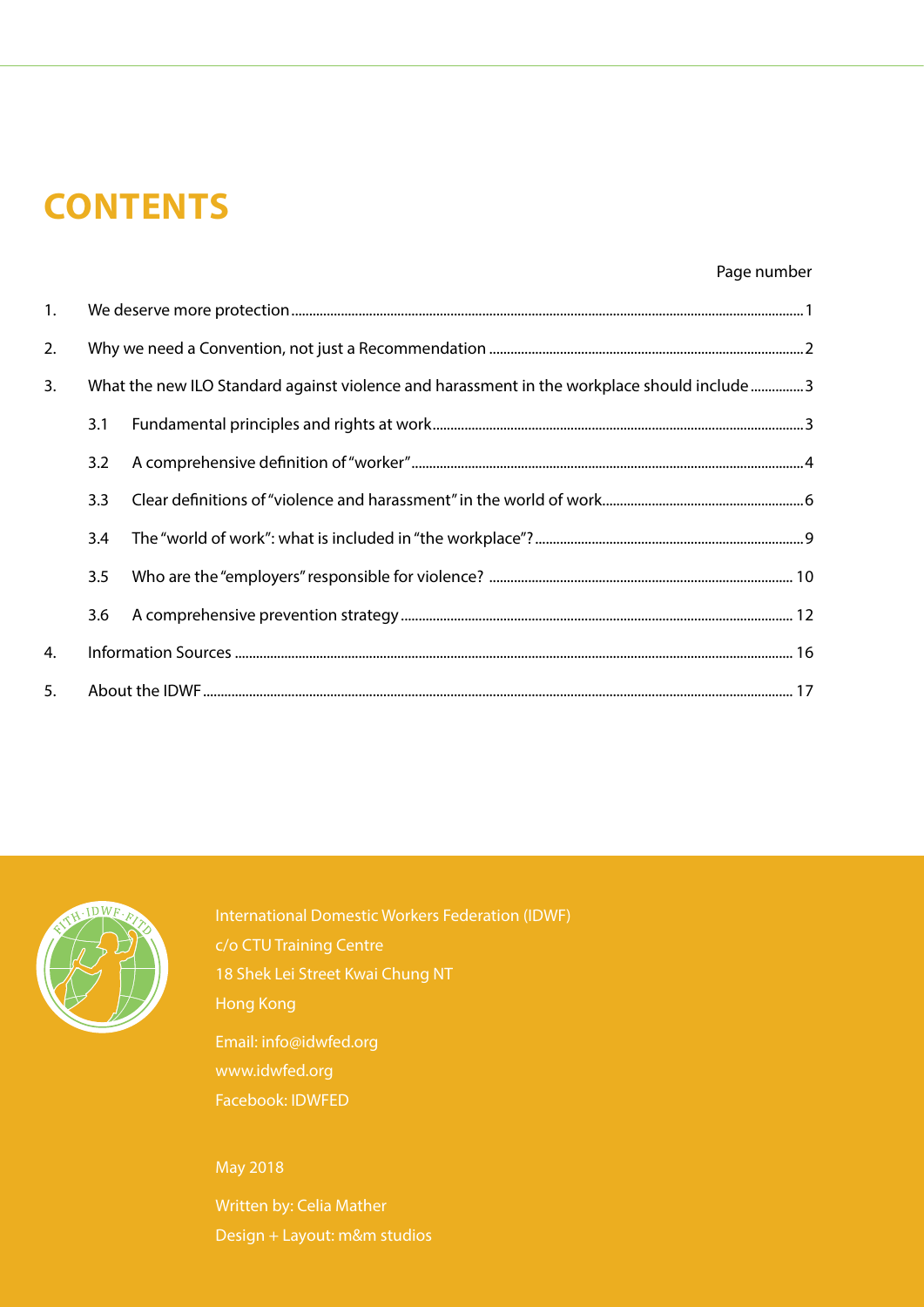# CONTENTS

| | | Page number |
|---|---|---|
| 1. | We deserve more protection | 1 |
| 2. | Why we need a Convention, not just a Recommendation | 2 |
| 3. | What the new ILO Standard against violence and harassment in the workplace should include | 3 |
| | 3.1 Fundamental principles and rights at work | 3 |
| | 3.2 A comprehensive definition of "worker" | 4 |
| | 3.3 Clear definitions of "violence and harassment" in the world of work | 6 |
| | 3.4 The "world of work": what is included in "the workplace"? | 9 |
| | 3.5 Who are the "employers" responsible for violence? | 10 |
| | 3.6 A comprehensive prevention strategy | 12 |
| 4. | Information Sources | 16 |
| 5. | About the IDWF | 17 |

International Domestic Workers Federation (IDWF)
c/o CTU Training Centre
18 Shek Lei Street Kwai Chung NT
Hong Kong

Email: info@idwfed.org
www.idwfed.org
Facebook: IDWFED

May 2018

Written by: Celia Mather
Design + Layout: m&m studios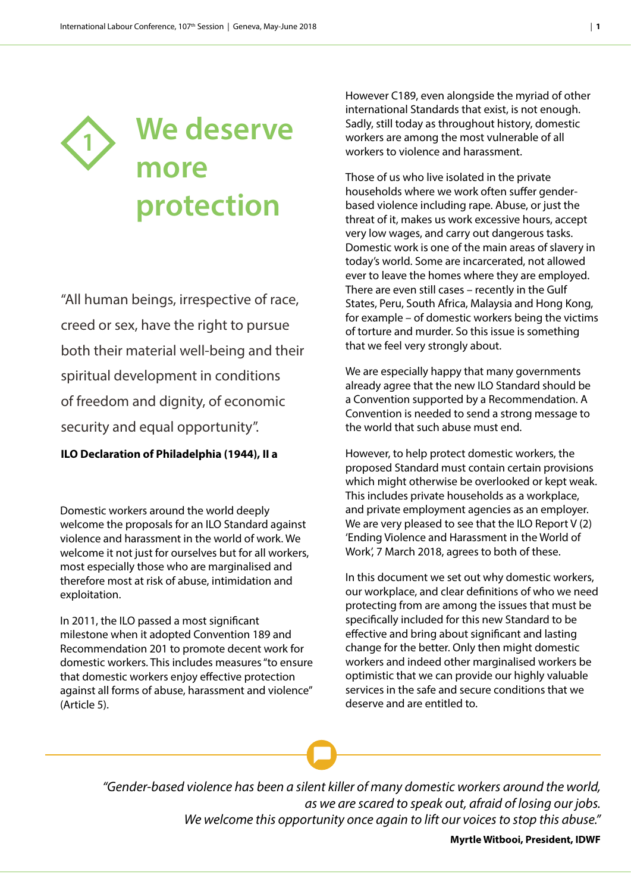# 1 We deserve more protection

"All human beings, irrespective of race, creed or sex, have the right to pursue both their material well-being and their spiritual development in conditions of freedom and dignity, of economic security and equal opportunity".

**ILO Declaration of Philadelphia (1944), II a**

Domestic workers around the world deeply welcome the proposals for an ILO Standard against violence and harassment in the world of work. We welcome it not just for ourselves but for all workers, most especially those who are marginalised and therefore most at risk of abuse, intimidation and exploitation.

In 2011, the ILO passed a most significant milestone when it adopted Convention 189 and Recommendation 201 to promote decent work for domestic workers. This includes measures "to ensure that domestic workers enjoy effective protection against all forms of abuse, harassment and violence" (Article 5).

However C189, even alongside the myriad of other international Standards that exist, is not enough. Sadly, still today as throughout history, domestic workers are among the most vulnerable of all workers to violence and harassment.

Those of us who live isolated in the private households where we work often suffer gender-based violence including rape. Abuse, or just the threat of it, makes us work excessive hours, accept very low wages, and carry out dangerous tasks. Domestic work is one of the main areas of slavery in today's world. Some are incarcerated, not allowed ever to leave the homes where they are employed. There are even still cases – recently in the Gulf States, Peru, South Africa, Malaysia and Hong Kong, for example – of domestic workers being the victims of torture and murder. So this issue is something that we feel very strongly about.

We are especially happy that many governments already agree that the new ILO Standard should be a Convention supported by a Recommendation. A Convention is needed to send a strong message to the world that such abuse must end.

However, to help protect domestic workers, the proposed Standard must contain certain provisions which might otherwise be overlooked or kept weak. This includes private households as a workplace, and private employment agencies as an employer. We are very pleased to see that the ILO Report V (2) 'Ending Violence and Harassment in the World of Work', 7 March 2018, agrees to both of these.

In this document we set out why domestic workers, our workplace, and clear definitions of who we need protecting from are among the issues that must be specifically included for this new Standard to be effective and bring about significant and lasting change for the better. Only then might domestic workers and indeed other marginalised workers be optimistic that we can provide our highly valuable services in the safe and secure conditions that we deserve and are entitled to.

*"Gender-based violence has been a silent killer of many domestic workers around the world, as we are scared to speak out, afraid of losing our jobs. We welcome this opportunity once again to lift our voices to stop this abuse."*

**Myrtle Witbooi, President, IDWF**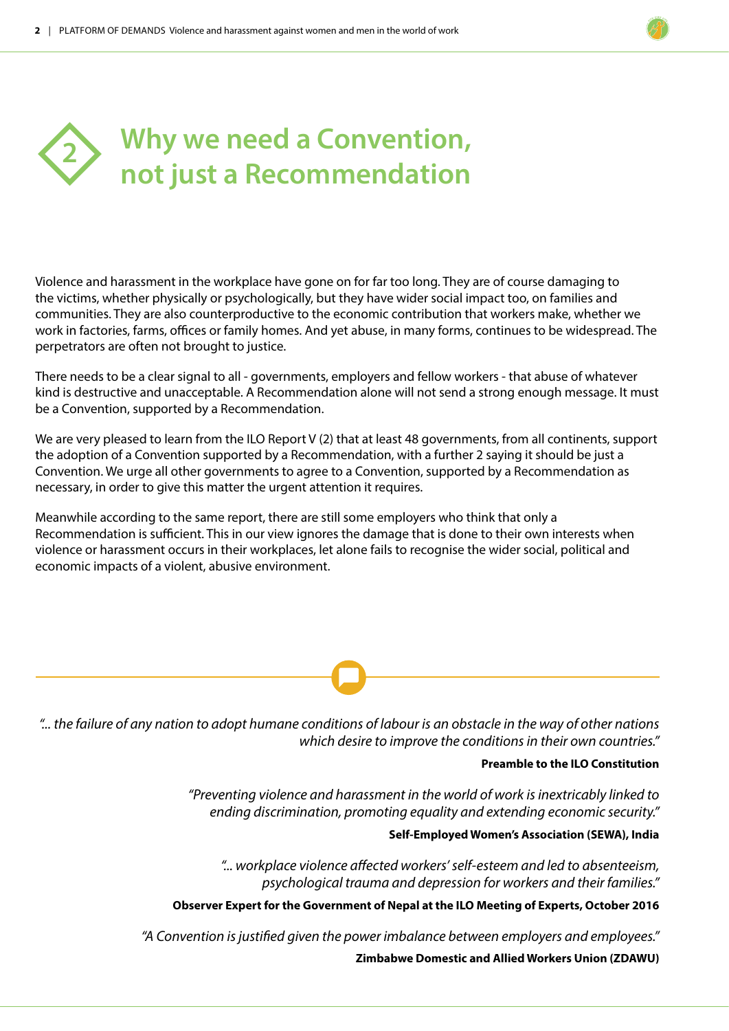# 2 Why we need a Convention, not just a Recommendation

Violence and harassment in the workplace have gone on for far too long. They are of course damaging to the victims, whether physically or psychologically, but they have wider social impact too, on families and communities. They are also counterproductive to the economic contribution that workers make, whether we work in factories, farms, offices or family homes. And yet abuse, in many forms, continues to be widespread. The perpetrators are often not brought to justice.

There needs to be a clear signal to all - governments, employers and fellow workers - that abuse of whatever kind is destructive and unacceptable. A Recommendation alone will not send a strong enough message. It must be a Convention, supported by a Recommendation.

We are very pleased to learn from the ILO Report V (2) that at least 48 governments, from all continents, support the adoption of a Convention supported by a Recommendation, with a further 2 saying it should be just a Convention. We urge all other governments to agree to a Convention, supported by a Recommendation as necessary, in order to give this matter the urgent attention it requires.

Meanwhile according to the same report, there are still some employers who think that only a Recommendation is sufficient. This in our view ignores the damage that is done to their own interests when violence or harassment occurs in their workplaces, let alone fails to recognise the wider social, political and economic impacts of a violent, abusive environment.

---

*"... the failure of any nation to adopt humane conditions of labour is an obstacle in the way of other nations which desire to improve the conditions in their own countries."*

**Preamble to the ILO Constitution**

*"Preventing violence and harassment in the world of work is inextricably linked to ending discrimination, promoting equality and extending economic security."*

**Self-Employed Women's Association (SEWA), India**

*"... workplace violence affected workers' self-esteem and led to absenteeism, psychological trauma and depression for workers and their families."*

**Observer Expert for the Government of Nepal at the ILO Meeting of Experts, October 2016**

*"A Convention is justified given the power imbalance between employers and employees."*

**Zimbabwe Domestic and Allied Workers Union (ZDAWU)**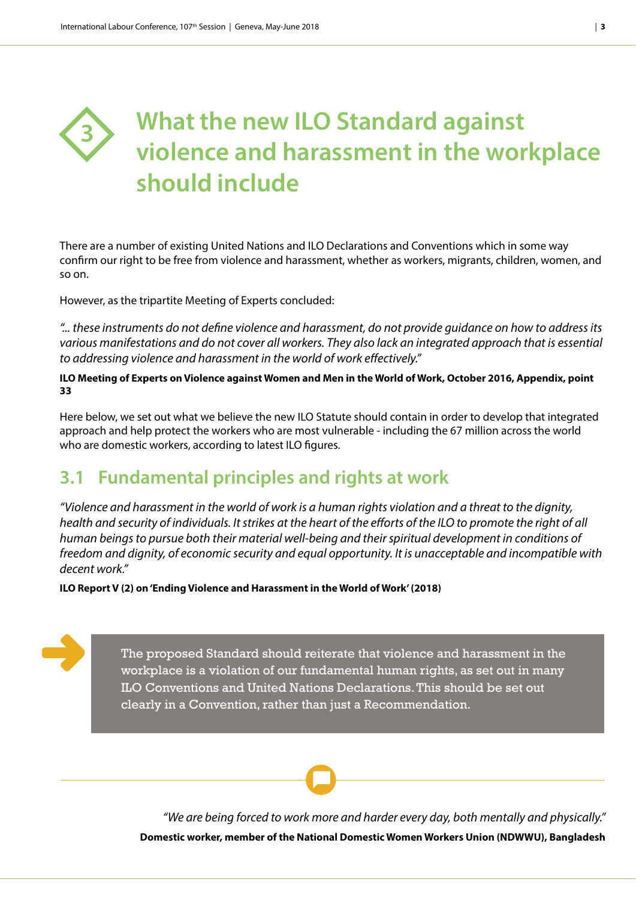# 3 What the new ILO Standard against violence and harassment in the workplace should include

There are a number of existing United Nations and ILO Declarations and Conventions which in some way confirm our right to be free from violence and harassment, whether as workers, migrants, children, women, and so on.

However, as the tripartite Meeting of Experts concluded:

*"... these instruments do not define violence and harassment, do not provide guidance on how to address its various manifestations and do not cover all workers. They also lack an integrated approach that is essential to addressing violence and harassment in the world of work effectively."*

**ILO Meeting of Experts on Violence against Women and Men in the World of Work, October 2016, Appendix, point 33**

Here below, we set out what we believe the new ILO Statute should contain in order to develop that integrated approach and help protect the workers who are most vulnerable - including the 67 million across the world who are domestic workers, according to latest ILO figures.

## 3.1 Fundamental principles and rights at work

*"Violence and harassment in the world of work is a human rights violation and a threat to the dignity, health and security of individuals. It strikes at the heart of the efforts of the ILO to promote the right of all human beings to pursue both their material well-being and their spiritual development in conditions of freedom and dignity, of economic security and equal opportunity. It is unacceptable and incompatible with decent work."*

**ILO Report V (2) on 'Ending Violence and Harassment in the World of Work' (2018)**

> The proposed Standard should reiterate that violence and harassment in the workplace is a violation of our fundamental human rights, as set out in many ILO Conventions and United Nations Declarations. This should be set out clearly in a Convention, rather than just a Recommendation.

*"We are being forced to work more and harder every day, both mentally and physically."*

**Domestic worker, member of the National Domestic Women Workers Union (NDWWU), Bangladesh**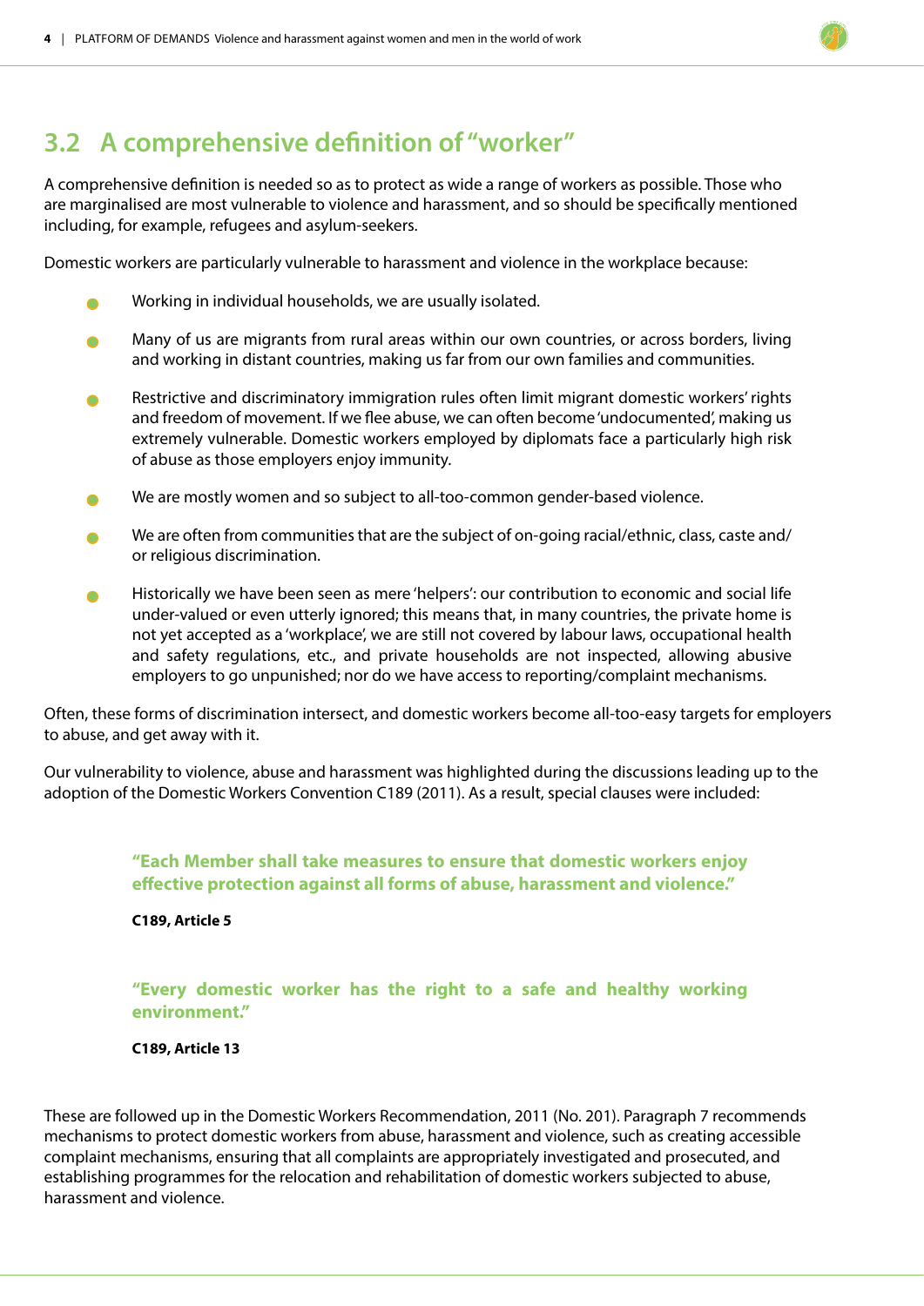## 3.2 A comprehensive definition of "worker"

A comprehensive definition is needed so as to protect as wide a range of workers as possible. Those who are marginalised are most vulnerable to violence and harassment, and so should be specifically mentioned including, for example, refugees and asylum-seekers.

Domestic workers are particularly vulnerable to harassment and violence in the workplace because:

- Working in individual households, we are usually isolated.
- Many of us are migrants from rural areas within our own countries, or across borders, living and working in distant countries, making us far from our own families and communities.
- Restrictive and discriminatory immigration rules often limit migrant domestic workers' rights and freedom of movement. If we flee abuse, we can often become 'undocumented', making us extremely vulnerable. Domestic workers employed by diplomats face a particularly high risk of abuse as those employers enjoy immunity.
- We are mostly women and so subject to all-too-common gender-based violence.
- We are often from communities that are the subject of on-going racial/ethnic, class, caste and/or religious discrimination.
- Historically we have been seen as mere 'helpers': our contribution to economic and social life under-valued or even utterly ignored; this means that, in many countries, the private home is not yet accepted as a 'workplace', we are still not covered by labour laws, occupational health and safety regulations, etc., and private households are not inspected, allowing abusive employers to go unpunished; nor do we have access to reporting/complaint mechanisms.

Often, these forms of discrimination intersect, and domestic workers become all-too-easy targets for employers to abuse, and get away with it.

Our vulnerability to violence, abuse and harassment was highlighted during the discussions leading up to the adoption of the Domestic Workers Convention C189 (2011). As a result, special clauses were included:

> **"Each Member shall take measures to ensure that domestic workers enjoy effective protection against all forms of abuse, harassment and violence."**
>
> **C189, Article 5**

> **"Every domestic worker has the right to a safe and healthy working environment."**
>
> **C189, Article 13**

These are followed up in the Domestic Workers Recommendation, 2011 (No. 201). Paragraph 7 recommends mechanisms to protect domestic workers from abuse, harassment and violence, such as creating accessible complaint mechanisms, ensuring that all complaints are appropriately investigated and prosecuted, and establishing programmes for the relocation and rehabilitation of domestic workers subjected to abuse, harassment and violence.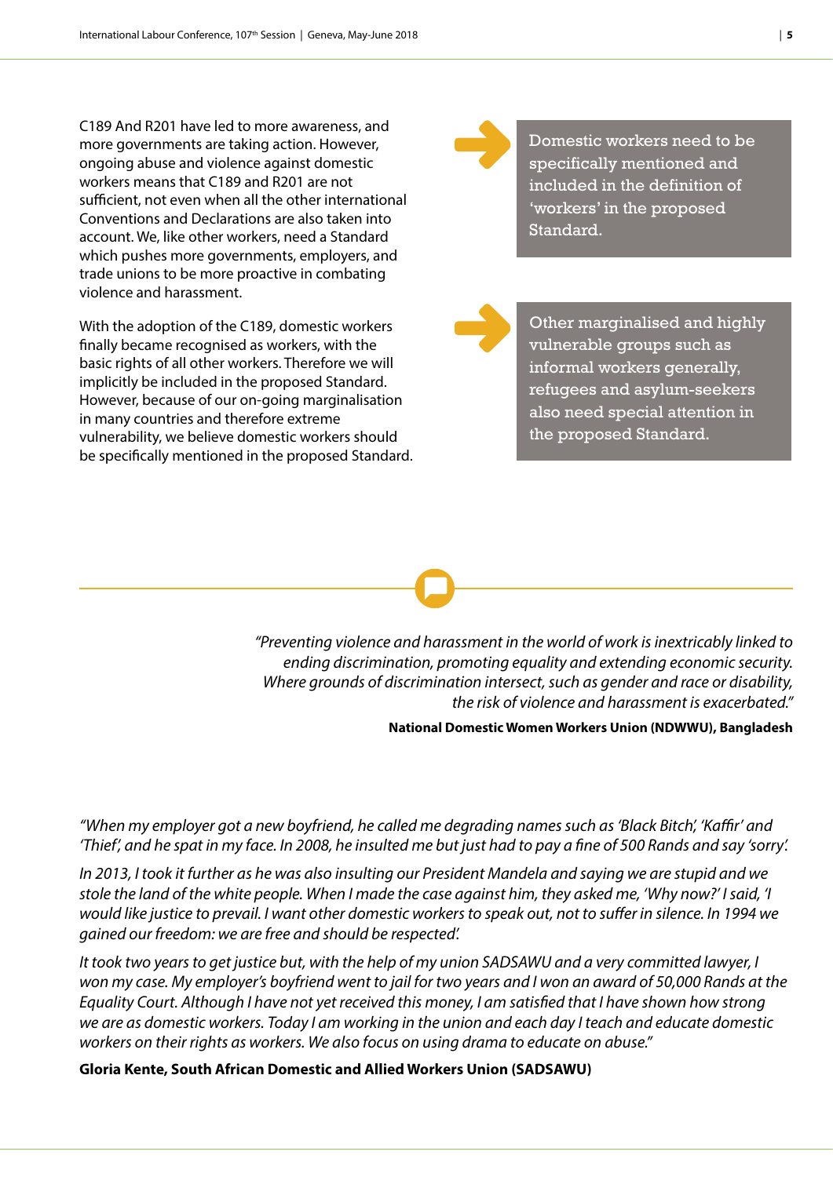C189 And R201 have led to more awareness, and more governments are taking action. However, ongoing abuse and violence against domestic workers means that C189 and R201 are not sufficient, not even when all the other international Conventions and Declarations are also taken into account. We, like other workers, need a Standard which pushes more governments, employers, and trade unions to be more proactive in combating violence and harassment.

With the adoption of the C189, domestic workers finally became recognised as workers, with the basic rights of all other workers. Therefore we will implicitly be included in the proposed Standard. However, because of our on-going marginalisation in many countries and therefore extreme vulnerability, we believe domestic workers should be specifically mentioned in the proposed Standard.

> Domestic workers need to be specifically mentioned and included in the definition of 'workers' in the proposed Standard.

> Other marginalised and highly vulnerable groups such as informal workers generally, refugees and asylum-seekers also need special attention in the proposed Standard.

---

*"Preventing violence and harassment in the world of work is inextricably linked to ending discrimination, promoting equality and extending economic security. Where grounds of discrimination intersect, such as gender and race or disability, the risk of violence and harassment is exacerbated."*

**National Domestic Women Workers Union (NDWWU), Bangladesh**

*"When my employer got a new boyfriend, he called me degrading names such as 'Black Bitch', 'Kaffir' and 'Thief', and he spat in my face. In 2008, he insulted me but just had to pay a fine of 500 Rands and say 'sorry'.*

*In 2013, I took it further as he was also insulting our President Mandela and saying we are stupid and we stole the land of the white people. When I made the case against him, they asked me, 'Why now?' I said, 'I would like justice to prevail. I want other domestic workers to speak out, not to suffer in silence. In 1994 we gained our freedom: we are free and should be respected'.*

*It took two years to get justice but, with the help of my union SADSAWU and a very committed lawyer, I won my case. My employer's boyfriend went to jail for two years and I won an award of 50,000 Rands at the Equality Court. Although I have not yet received this money, I am satisfied that I have shown how strong we are as domestic workers. Today I am working in the union and each day I teach and educate domestic workers on their rights as workers. We also focus on using drama to educate on abuse."*

**Gloria Kente, South African Domestic and Allied Workers Union (SADSAWU)**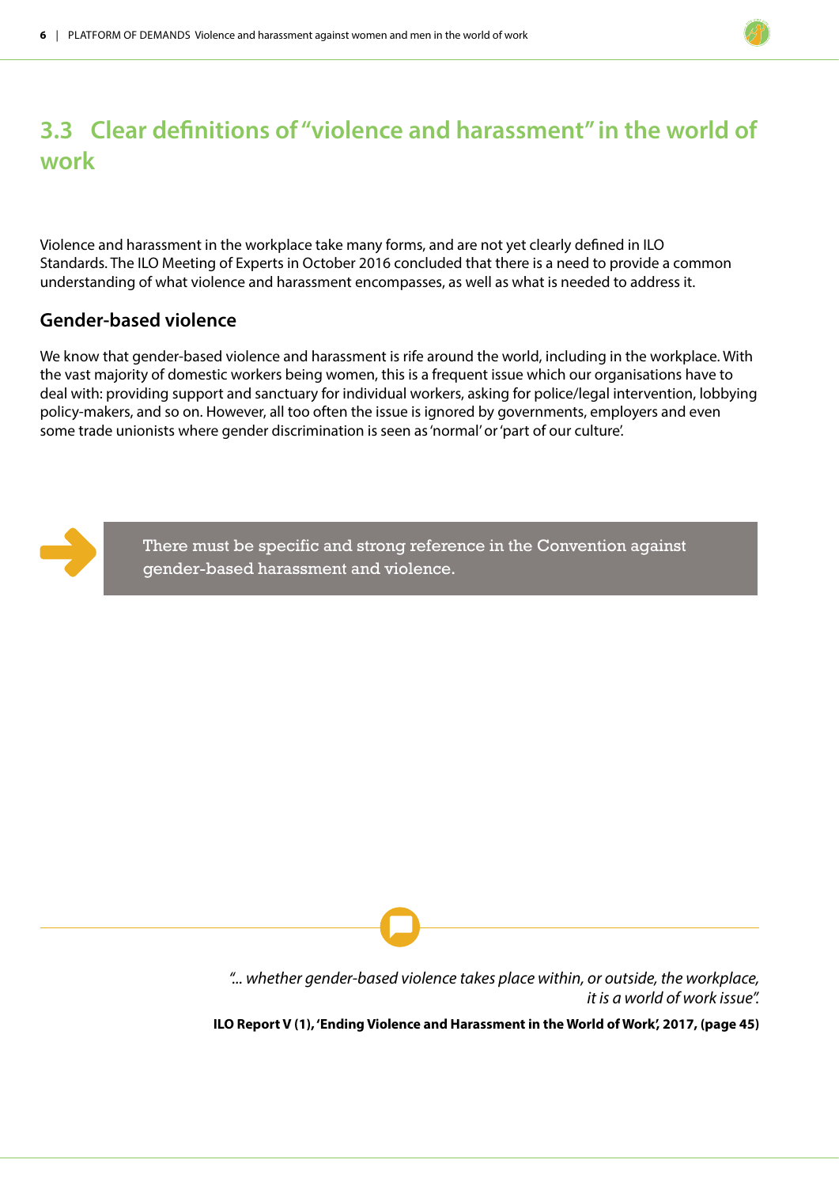## 3.3 Clear definitions of "violence and harassment" in the world of work

Violence and harassment in the workplace take many forms, and are not yet clearly defined in ILO Standards. The ILO Meeting of Experts in October 2016 concluded that there is a need to provide a common understanding of what violence and harassment encompasses, as well as what is needed to address it.

### Gender-based violence

We know that gender-based violence and harassment is rife around the world, including in the workplace. With the vast majority of domestic workers being women, this is a frequent issue which our organisations have to deal with: providing support and sanctuary for individual workers, asking for police/legal intervention, lobbying policy-makers, and so on. However, all too often the issue is ignored by governments, employers and even some trade unionists where gender discrimination is seen as 'normal' or 'part of our culture'.

> There must be specific and strong reference in the Convention against gender-based harassment and violence.

*"... whether gender-based violence takes place within, or outside, the workplace, it is a world of work issue".*

**ILO Report V (1), 'Ending Violence and Harassment in the World of Work', 2017, (page 45)**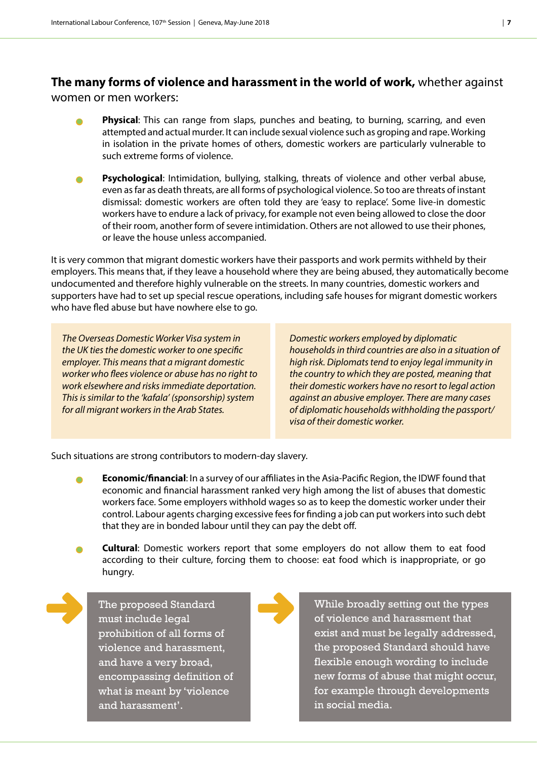**The many forms of violence and harassment in the world of work,** whether against women or men workers:

- **Physical**: This can range from slaps, punches and beating, to burning, scarring, and even attempted and actual murder. It can include sexual violence such as groping and rape. Working in isolation in the private homes of others, domestic workers are particularly vulnerable to such extreme forms of violence.

- **Psychological**: Intimidation, bullying, stalking, threats of violence and other verbal abuse, even as far as death threats, are all forms of psychological violence. So too are threats of instant dismissal: domestic workers are often told they are 'easy to replace'. Some live-in domestic workers have to endure a lack of privacy, for example not even being allowed to close the door of their room, another form of severe intimidation. Others are not allowed to use their phones, or leave the house unless accompanied.

It is very common that migrant domestic workers have their passports and work permits withheld by their employers. This means that, if they leave a household where they are being abused, they automatically become undocumented and therefore highly vulnerable on the streets. In many countries, domestic workers and supporters have had to set up special rescue operations, including safe houses for migrant domestic workers who have fled abuse but have nowhere else to go.

*The Overseas Domestic Worker Visa system in the UK ties the domestic worker to one specific employer. This means that a migrant domestic worker who flees violence or abuse has no right to work elsewhere and risks immediate deportation. This is similar to the 'kafala' (sponsorship) system for all migrant workers in the Arab States.*

*Domestic workers employed by diplomatic households in third countries are also in a situation of high risk. Diplomats tend to enjoy legal immunity in the country to which they are posted, meaning that their domestic workers have no resort to legal action against an abusive employer. There are many cases of diplomatic households withholding the passport/ visa of their domestic worker.*

Such situations are strong contributors to modern-day slavery.

- **Economic/financial**: In a survey of our affiliates in the Asia-Pacific Region, the IDWF found that economic and financial harassment ranked very high among the list of abuses that domestic workers face. Some employers withhold wages so as to keep the domestic worker under their control. Labour agents charging excessive fees for finding a job can put workers into such debt that they are in bonded labour until they can pay the debt off.

- **Cultural**: Domestic workers report that some employers do not allow them to eat food according to their culture, forcing them to choose: eat food which is inappropriate, or go hungry.

The proposed Standard must include legal prohibition of all forms of violence and harassment, and have a very broad, encompassing definition of what is meant by 'violence and harassment'.

While broadly setting out the types of violence and harassment that exist and must be legally addressed, the proposed Standard should have flexible enough wording to include new forms of abuse that might occur, for example through developments in social media.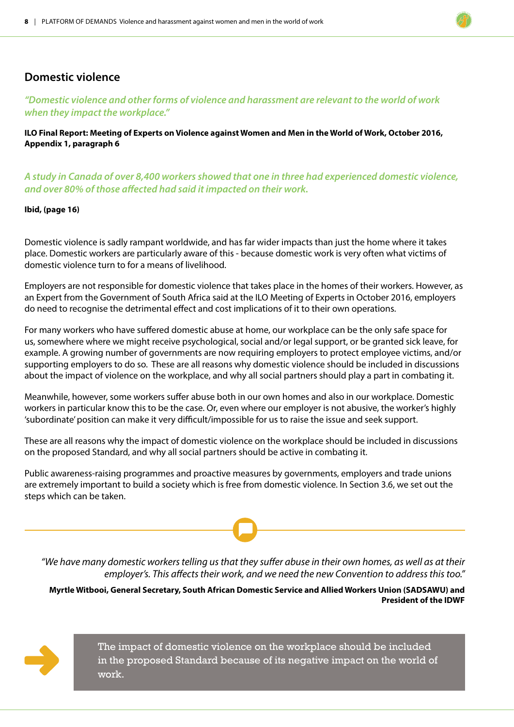## Domestic violence

*"Domestic violence and other forms of violence and harassment are relevant to the world of work when they impact the workplace."*

**ILO Final Report: Meeting of Experts on Violence against Women and Men in the World of Work, October 2016, Appendix 1, paragraph 6**

*A study in Canada of over 8,400 workers showed that one in three had experienced domestic violence, and over 80% of those affected had said it impacted on their work.*

**Ibid, (page 16)**

Domestic violence is sadly rampant worldwide, and has far wider impacts than just the home where it takes place. Domestic workers are particularly aware of this - because domestic work is very often what victims of domestic violence turn to for a means of livelihood.

Employers are not responsible for domestic violence that takes place in the homes of their workers. However, as an Expert from the Government of South Africa said at the ILO Meeting of Experts in October 2016, employers do need to recognise the detrimental effect and cost implications of it to their own operations.

For many workers who have suffered domestic abuse at home, our workplace can be the only safe space for us, somewhere where we might receive psychological, social and/or legal support, or be granted sick leave, for example. A growing number of governments are now requiring employers to protect employee victims, and/or supporting employers to do so. These are all reasons why domestic violence should be included in discussions about the impact of violence on the workplace, and why all social partners should play a part in combating it.

Meanwhile, however, some workers suffer abuse both in our own homes and also in our workplace. Domestic workers in particular know this to be the case. Or, even where our employer is not abusive, the worker's highly 'subordinate' position can make it very difficult/impossible for us to raise the issue and seek support.

These are all reasons why the impact of domestic violence on the workplace should be included in discussions on the proposed Standard, and why all social partners should be active in combating it.

Public awareness-raising programmes and proactive measures by governments, employers and trade unions are extremely important to build a society which is free from domestic violence. In Section 3.6, we set out the steps which can be taken.

---

*"We have many domestic workers telling us that they suffer abuse in their own homes, as well as at their employer's. This affects their work, and we need the new Convention to address this too."*

**Myrtle Witbooi, General Secretary, South African Domestic Service and Allied Workers Union (SADSAWU) and President of the IDWF**

> The impact of domestic violence on the workplace should be included in the proposed Standard because of its negative impact on the world of work.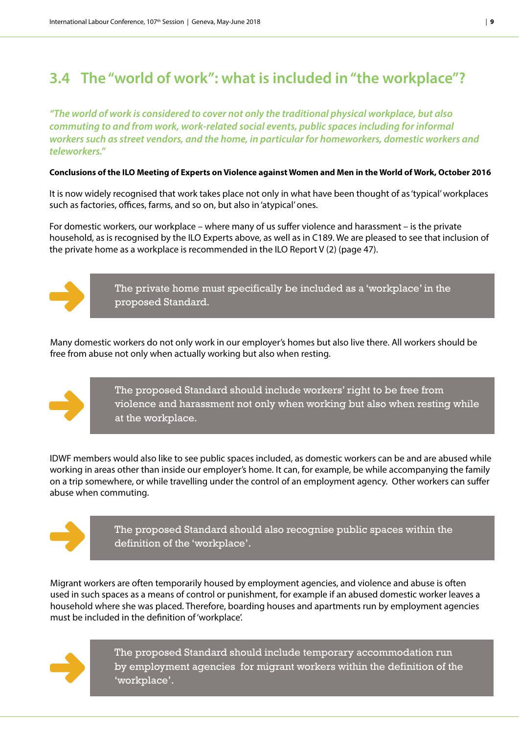## 3.4 The "world of work": what is included in "the workplace"?

*"The world of work is considered to cover not only the traditional physical workplace, but also commuting to and from work, work-related social events, public spaces including for informal workers such as street vendors, and the home, in particular for homeworkers, domestic workers and teleworkers."*

**Conclusions of the ILO Meeting of Experts on Violence against Women and Men in the World of Work, October 2016**

It is now widely recognised that work takes place not only in what have been thought of as 'typical' workplaces such as factories, offices, farms, and so on, but also in 'atypical' ones.

For domestic workers, our workplace – where many of us suffer violence and harassment – is the private household, as is recognised by the ILO Experts above, as well as in C189. We are pleased to see that inclusion of the private home as a workplace is recommended in the ILO Report V (2) (page 47).

> The private home must specifically be included as a 'workplace' in the proposed Standard.

Many domestic workers do not only work in our employer's homes but also live there. All workers should be free from abuse not only when actually working but also when resting.

> The proposed Standard should include workers' right to be free from violence and harassment not only when working but also when resting while at the workplace.

IDWF members would also like to see public spaces included, as domestic workers can be and are abused while working in areas other than inside our employer's home. It can, for example, be while accompanying the family on a trip somewhere, or while travelling under the control of an employment agency. Other workers can suffer abuse when commuting.

> The proposed Standard should also recognise public spaces within the definition of the 'workplace'.

Migrant workers are often temporarily housed by employment agencies, and violence and abuse is often used in such spaces as a means of control or punishment, for example if an abused domestic worker leaves a household where she was placed. Therefore, boarding houses and apartments run by employment agencies must be included in the definition of 'workplace'.

> The proposed Standard should include temporary accommodation run by employment agencies for migrant workers within the definition of the 'workplace'.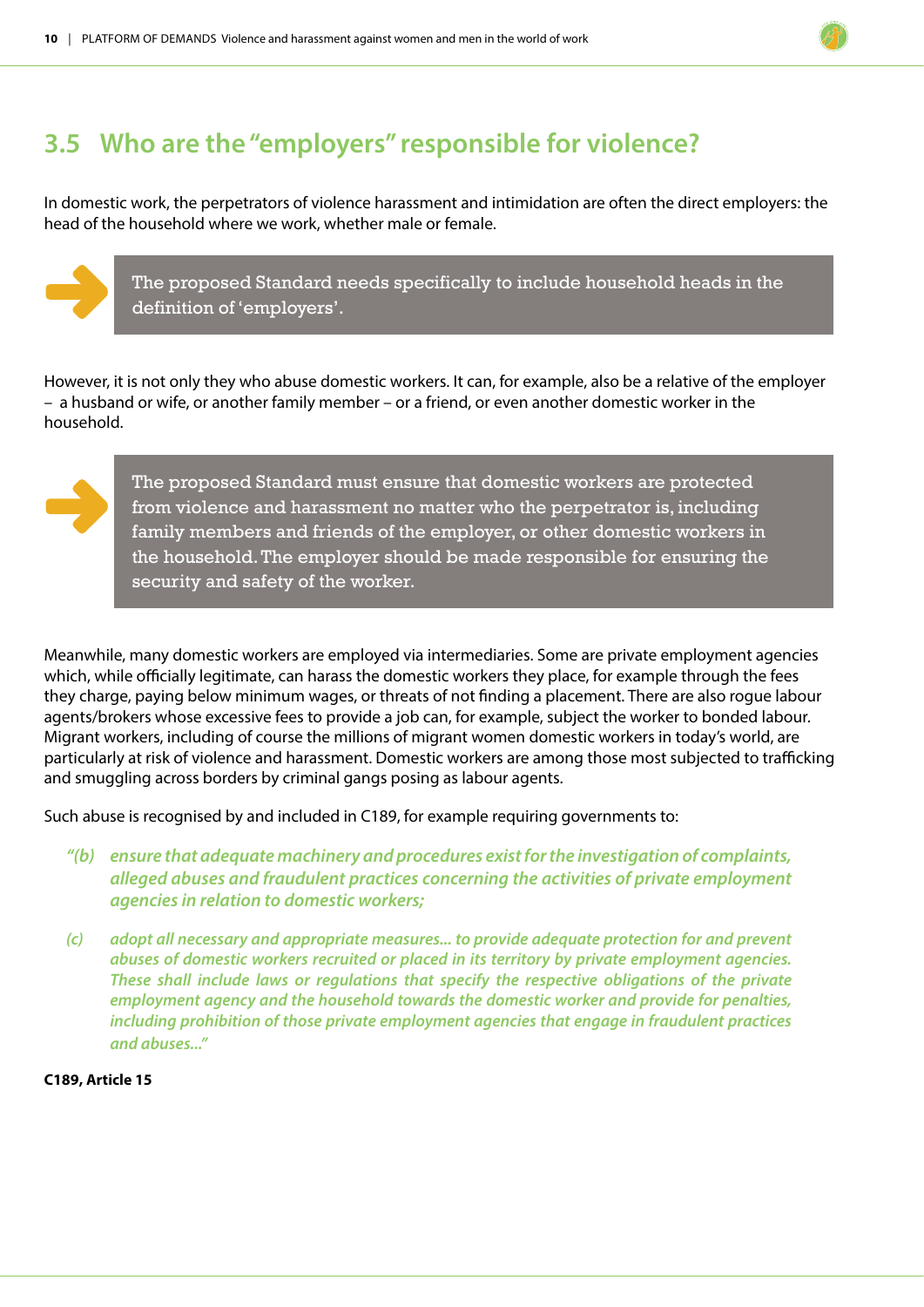## 3.5 Who are the "employers" responsible for violence?

In domestic work, the perpetrators of violence harassment and intimidation are often the direct employers: the head of the household where we work, whether male or female.

> The proposed Standard needs specifically to include household heads in the definition of 'employers'.

However, it is not only they who abuse domestic workers. It can, for example, also be a relative of the employer – a husband or wife, or another family member – or a friend, or even another domestic worker in the household.

> The proposed Standard must ensure that domestic workers are protected from violence and harassment no matter who the perpetrator is, including family members and friends of the employer, or other domestic workers in the household. The employer should be made responsible for ensuring the security and safety of the worker.

Meanwhile, many domestic workers are employed via intermediaries. Some are private employment agencies which, while officially legitimate, can harass the domestic workers they place, for example through the fees they charge, paying below minimum wages, or threats of not finding a placement. There are also rogue labour agents/brokers whose excessive fees to provide a job can, for example, subject the worker to bonded labour. Migrant workers, including of course the millions of migrant women domestic workers in today's world, are particularly at risk of violence and harassment. Domestic workers are among those most subjected to trafficking and smuggling across borders by criminal gangs posing as labour agents.

Such abuse is recognised by and included in C189, for example requiring governments to:

*"(b) ensure that adequate machinery and procedures exist for the investigation of complaints, alleged abuses and fraudulent practices concerning the activities of private employment agencies in relation to domestic workers;*

*(c) adopt all necessary and appropriate measures... to provide adequate protection for and prevent abuses of domestic workers recruited or placed in its territory by private employment agencies. These shall include laws or regulations that specify the respective obligations of the private employment agency and the household towards the domestic worker and provide for penalties, including prohibition of those private employment agencies that engage in fraudulent practices and abuses..."*

**C189, Article 15**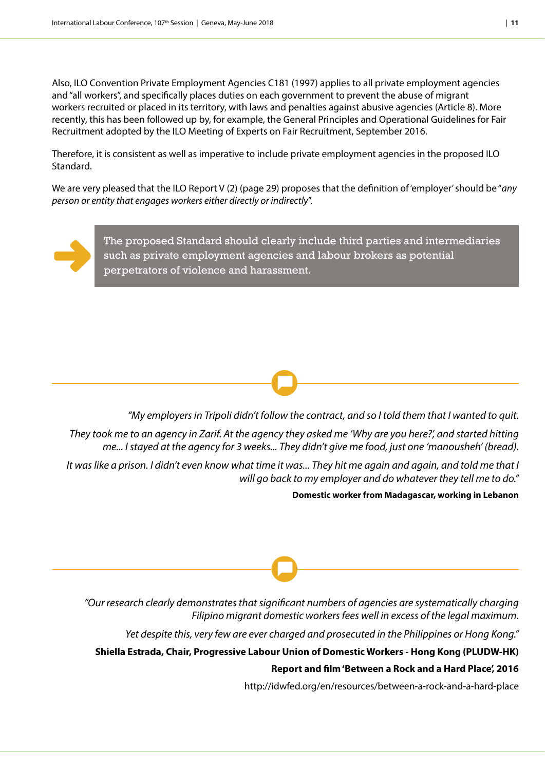Also, ILO Convention Private Employment Agencies C181 (1997) applies to all private employment agencies and "all workers", and specifically places duties on each government to prevent the abuse of migrant workers recruited or placed in its territory, with laws and penalties against abusive agencies (Article 8). More recently, this has been followed up by, for example, the General Principles and Operational Guidelines for Fair Recruitment adopted by the ILO Meeting of Experts on Fair Recruitment, September 2016.

Therefore, it is consistent as well as imperative to include private employment agencies in the proposed ILO Standard.

We are very pleased that the ILO Report V (2) (page 29) proposes that the definition of 'employer' should be "*any person or entity that engages workers either directly or indirectly*".

> The proposed Standard should clearly include third parties and intermediaries such as private employment agencies and labour brokers as potential perpetrators of violence and harassment.

---

*"My employers in Tripoli didn't follow the contract, and so I told them that I wanted to quit.*

*They took me to an agency in Zarif. At the agency they asked me 'Why are you here?', and started hitting me... I stayed at the agency for 3 weeks... They didn't give me food, just one 'manousheh' (bread).*

*It was like a prison. I didn't even know what time it was... They hit me again and again, and told me that I will go back to my employer and do whatever they tell me to do."*

**Domestic worker from Madagascar, working in Lebanon**

---

*"Our research clearly demonstrates that significant numbers of agencies are systematically charging Filipino migrant domestic workers fees well in excess of the legal maximum.*

*Yet despite this, very few are ever charged and prosecuted in the Philippines or Hong Kong."*

**Shiella Estrada, Chair, Progressive Labour Union of Domestic Workers - Hong Kong (PLUDW-HK)**

**Report and film 'Between a Rock and a Hard Place', 2016**

http://idwfed.org/en/resources/between-a-rock-and-a-hard-place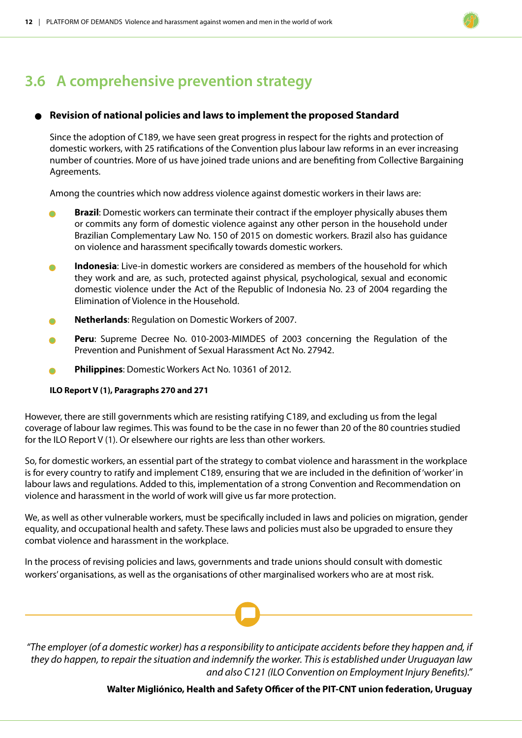## 3.6 A comprehensive prevention strategy

- **Revision of national policies and laws to implement the proposed Standard**

Since the adoption of C189, we have seen great progress in respect for the rights and protection of domestic workers, with 25 ratifications of the Convention plus labour law reforms in an ever increasing number of countries. More of us have joined trade unions and are benefiting from Collective Bargaining Agreements.

Among the countries which now address violence against domestic workers in their laws are:

- **Brazil**: Domestic workers can terminate their contract if the employer physically abuses them or commits any form of domestic violence against any other person in the household under Brazilian Complementary Law No. 150 of 2015 on domestic workers. Brazil also has guidance on violence and harassment specifically towards domestic workers.
- **Indonesia**: Live-in domestic workers are considered as members of the household for which they work and are, as such, protected against physical, psychological, sexual and economic domestic violence under the Act of the Republic of Indonesia No. 23 of 2004 regarding the Elimination of Violence in the Household.
- **Netherlands**: Regulation on Domestic Workers of 2007.
- **Peru**: Supreme Decree No. 010-2003-MIMDES of 2003 concerning the Regulation of the Prevention and Punishment of Sexual Harassment Act No. 27942.
- **Philippines**: Domestic Workers Act No. 10361 of 2012.

**ILO Report V (1), Paragraphs 270 and 271**

However, there are still governments which are resisting ratifying C189, and excluding us from the legal coverage of labour law regimes. This was found to be the case in no fewer than 20 of the 80 countries studied for the ILO Report V (1). Or elsewhere our rights are less than other workers.

So, for domestic workers, an essential part of the strategy to combat violence and harassment in the workplace is for every country to ratify and implement C189, ensuring that we are included in the definition of 'worker' in labour laws and regulations. Added to this, implementation of a strong Convention and Recommendation on violence and harassment in the world of work will give us far more protection.

We, as well as other vulnerable workers, must be specifically included in laws and policies on migration, gender equality, and occupational health and safety. These laws and policies must also be upgraded to ensure they combat violence and harassment in the workplace.

In the process of revising policies and laws, governments and trade unions should consult with domestic workers' organisations, as well as the organisations of other marginalised workers who are at most risk.

*"The employer (of a domestic worker) has a responsibility to anticipate accidents before they happen and, if they do happen, to repair the situation and indemnify the worker. This is established under Uruguayan law and also C121 (ILO Convention on Employment Injury Benefits)."*

**Walter Migliónico, Health and Safety Officer of the PIT-CNT union federation, Uruguay**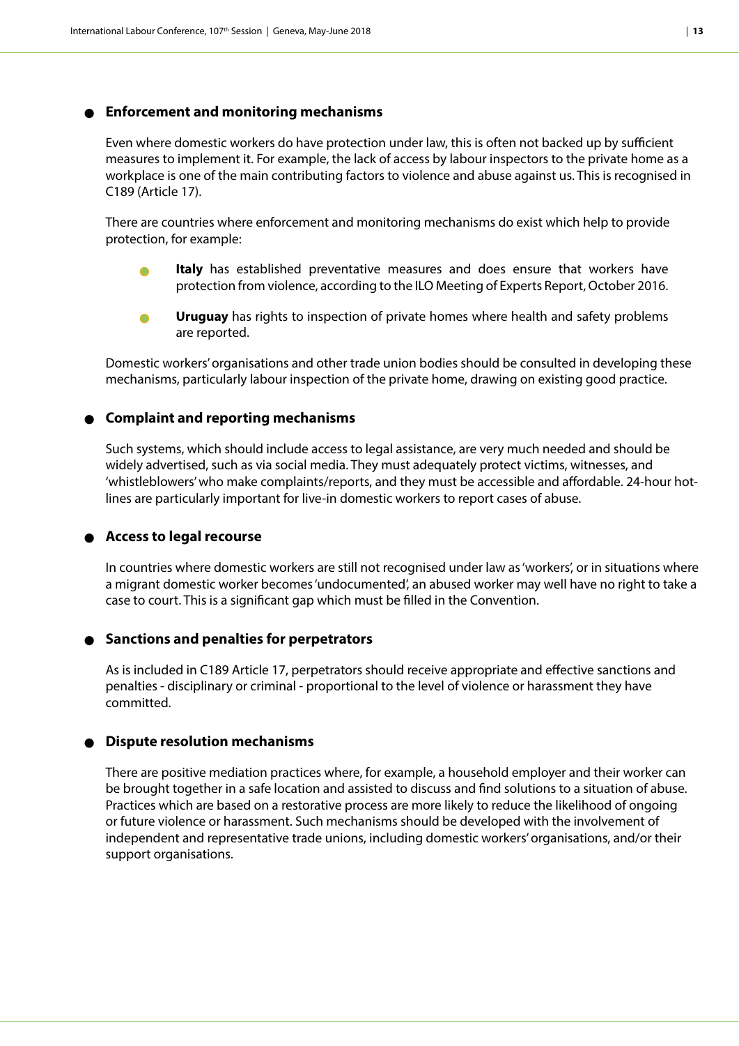- **Enforcement and monitoring mechanisms**

  Even where domestic workers do have protection under law, this is often not backed up by sufficient measures to implement it. For example, the lack of access by labour inspectors to the private home as a workplace is one of the main contributing factors to violence and abuse against us. This is recognised in C189 (Article 17).

  There are countries where enforcement and monitoring mechanisms do exist which help to provide protection, for example:

  - **Italy** has established preventative measures and does ensure that workers have protection from violence, according to the ILO Meeting of Experts Report, October 2016.
  - **Uruguay** has rights to inspection of private homes where health and safety problems are reported.

  Domestic workers' organisations and other trade union bodies should be consulted in developing these mechanisms, particularly labour inspection of the private home, drawing on existing good practice.

- **Complaint and reporting mechanisms**

  Such systems, which should include access to legal assistance, are very much needed and should be widely advertised, such as via social media. They must adequately protect victims, witnesses, and 'whistleblowers' who make complaints/reports, and they must be accessible and affordable. 24-hour hot-lines are particularly important for live-in domestic workers to report cases of abuse.

- **Access to legal recourse**

  In countries where domestic workers are still not recognised under law as 'workers', or in situations where a migrant domestic worker becomes 'undocumented', an abused worker may well have no right to take a case to court. This is a significant gap which must be filled in the Convention.

- **Sanctions and penalties for perpetrators**

  As is included in C189 Article 17, perpetrators should receive appropriate and effective sanctions and penalties - disciplinary or criminal - proportional to the level of violence or harassment they have committed.

- **Dispute resolution mechanisms**

  There are positive mediation practices where, for example, a household employer and their worker can be brought together in a safe location and assisted to discuss and find solutions to a situation of abuse. Practices which are based on a restorative process are more likely to reduce the likelihood of ongoing or future violence or harassment. Such mechanisms should be developed with the involvement of independent and representative trade unions, including domestic workers' organisations, and/or their support organisations.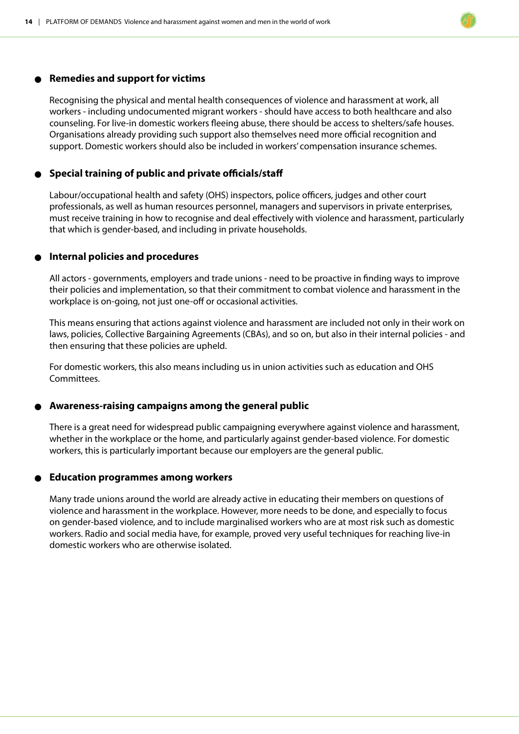- **Remedies and support for victims**

  Recognising the physical and mental health consequences of violence and harassment at work, all workers - including undocumented migrant workers - should have access to both healthcare and also counseling. For live-in domestic workers fleeing abuse, there should be access to shelters/safe houses. Organisations already providing such support also themselves need more official recognition and support. Domestic workers should also be included in workers' compensation insurance schemes.

- **Special training of public and private officials/staff**

  Labour/occupational health and safety (OHS) inspectors, police officers, judges and other court professionals, as well as human resources personnel, managers and supervisors in private enterprises, must receive training in how to recognise and deal effectively with violence and harassment, particularly that which is gender-based, and including in private households.

- **Internal policies and procedures**

  All actors - governments, employers and trade unions - need to be proactive in finding ways to improve their policies and implementation, so that their commitment to combat violence and harassment in the workplace is on-going, not just one-off or occasional activities.

  This means ensuring that actions against violence and harassment are included not only in their work on laws, policies, Collective Bargaining Agreements (CBAs), and so on, but also in their internal policies - and then ensuring that these policies are upheld.

  For domestic workers, this also means including us in union activities such as education and OHS Committees.

- **Awareness-raising campaigns among the general public**

  There is a great need for widespread public campaigning everywhere against violence and harassment, whether in the workplace or the home, and particularly against gender-based violence. For domestic workers, this is particularly important because our employers are the general public.

- **Education programmes among workers**

  Many trade unions around the world are already active in educating their members on questions of violence and harassment in the workplace. However, more needs to be done, and especially to focus on gender-based violence, and to include marginalised workers who are at most risk such as domestic workers. Radio and social media have, for example, proved very useful techniques for reaching live-in domestic workers who are otherwise isolated.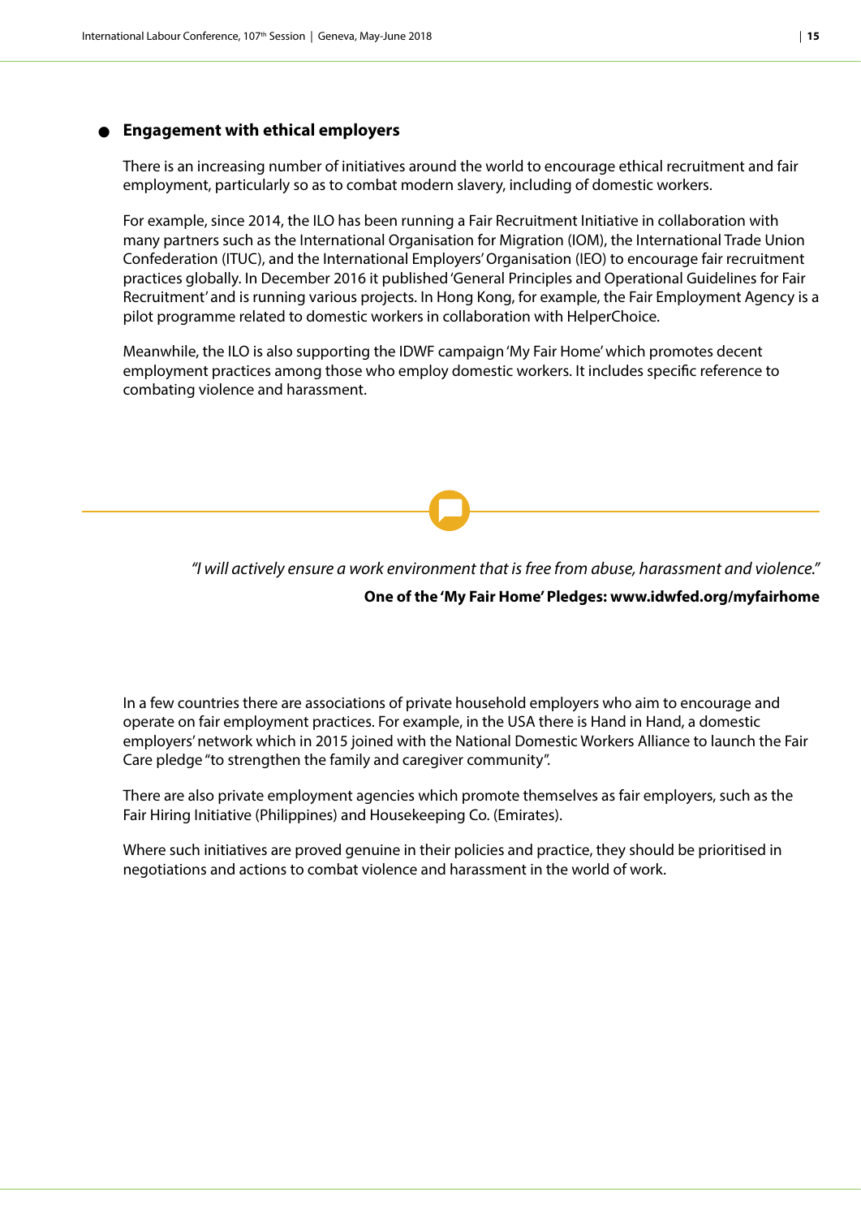- **Engagement with ethical employers**

There is an increasing number of initiatives around the world to encourage ethical recruitment and fair employment, particularly so as to combat modern slavery, including of domestic workers.

For example, since 2014, the ILO has been running a Fair Recruitment Initiative in collaboration with many partners such as the International Organisation for Migration (IOM), the International Trade Union Confederation (ITUC), and the International Employers' Organisation (IEO) to encourage fair recruitment practices globally. In December 2016 it published 'General Principles and Operational Guidelines for Fair Recruitment' and is running various projects. In Hong Kong, for example, the Fair Employment Agency is a pilot programme related to domestic workers in collaboration with HelperChoice.

Meanwhile, the ILO is also supporting the IDWF campaign 'My Fair Home' which promotes decent employment practices among those who employ domestic workers. It includes specific reference to combating violence and harassment.

> *"I will actively ensure a work environment that is free from abuse, harassment and violence."*
>
> **One of the 'My Fair Home' Pledges: www.idwfed.org/myfairhome**

In a few countries there are associations of private household employers who aim to encourage and operate on fair employment practices. For example, in the USA there is Hand in Hand, a domestic employers' network which in 2015 joined with the National Domestic Workers Alliance to launch the Fair Care pledge "to strengthen the family and caregiver community".

There are also private employment agencies which promote themselves as fair employers, such as the Fair Hiring Initiative (Philippines) and Housekeeping Co. (Emirates).

Where such initiatives are proved genuine in their policies and practice, they should be prioritised in negotiations and actions to combat violence and harassment in the world of work.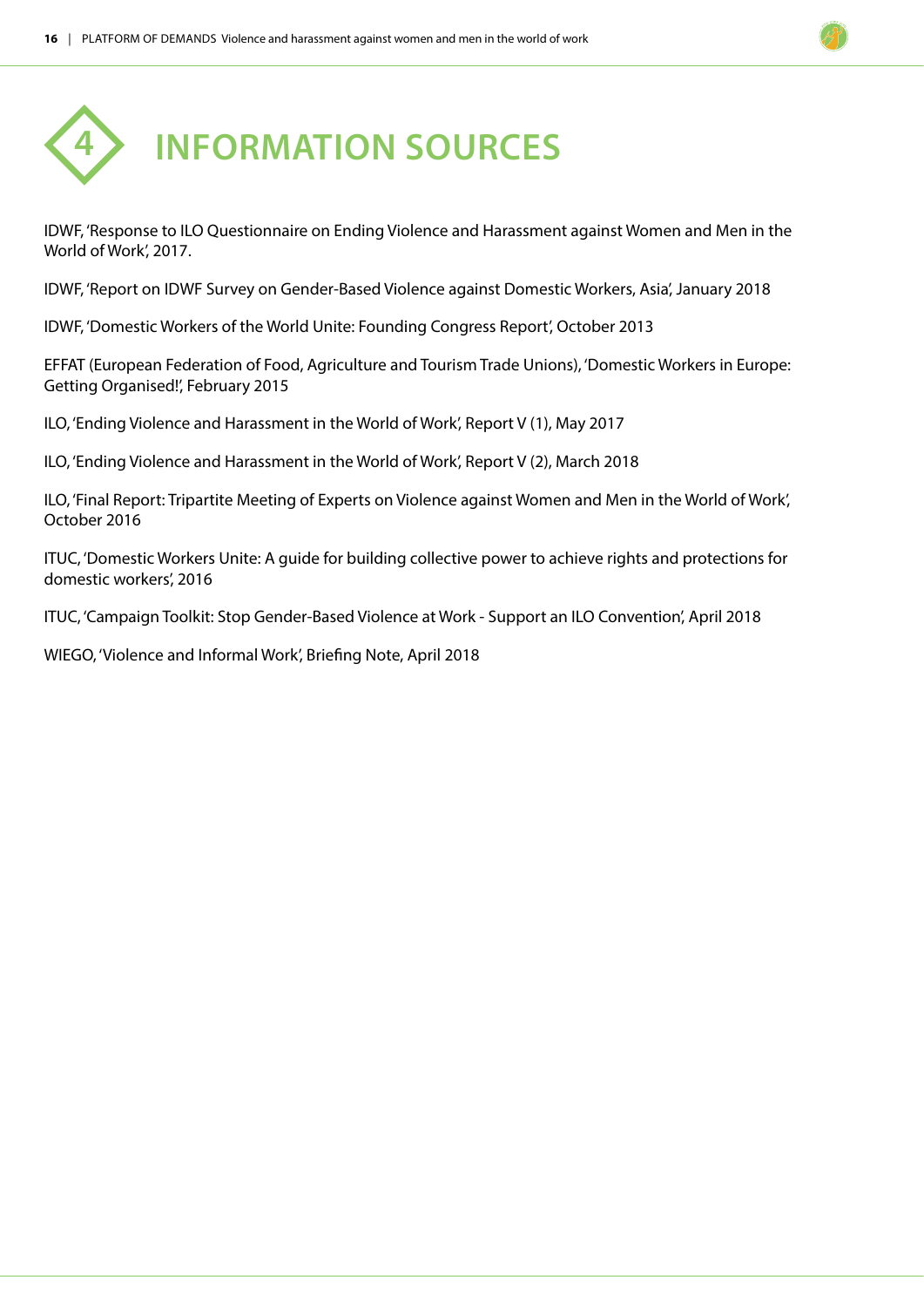# 4 INFORMATION SOURCES

IDWF, 'Response to ILO Questionnaire on Ending Violence and Harassment against Women and Men in the World of Work', 2017.

IDWF, 'Report on IDWF Survey on Gender-Based Violence against Domestic Workers, Asia', January 2018

IDWF, 'Domestic Workers of the World Unite: Founding Congress Report', October 2013

EFFAT (European Federation of Food, Agriculture and Tourism Trade Unions), 'Domestic Workers in Europe: Getting Organised!', February 2015

ILO, 'Ending Violence and Harassment in the World of Work', Report V (1), May 2017

ILO, 'Ending Violence and Harassment in the World of Work', Report V (2), March 2018

ILO, 'Final Report: Tripartite Meeting of Experts on Violence against Women and Men in the World of Work', October 2016

ITUC, 'Domestic Workers Unite: A guide for building collective power to achieve rights and protections for domestic workers', 2016

ITUC, 'Campaign Toolkit: Stop Gender-Based Violence at Work - Support an ILO Convention', April 2018

WIEGO, 'Violence and Informal Work', Briefing Note, April 2018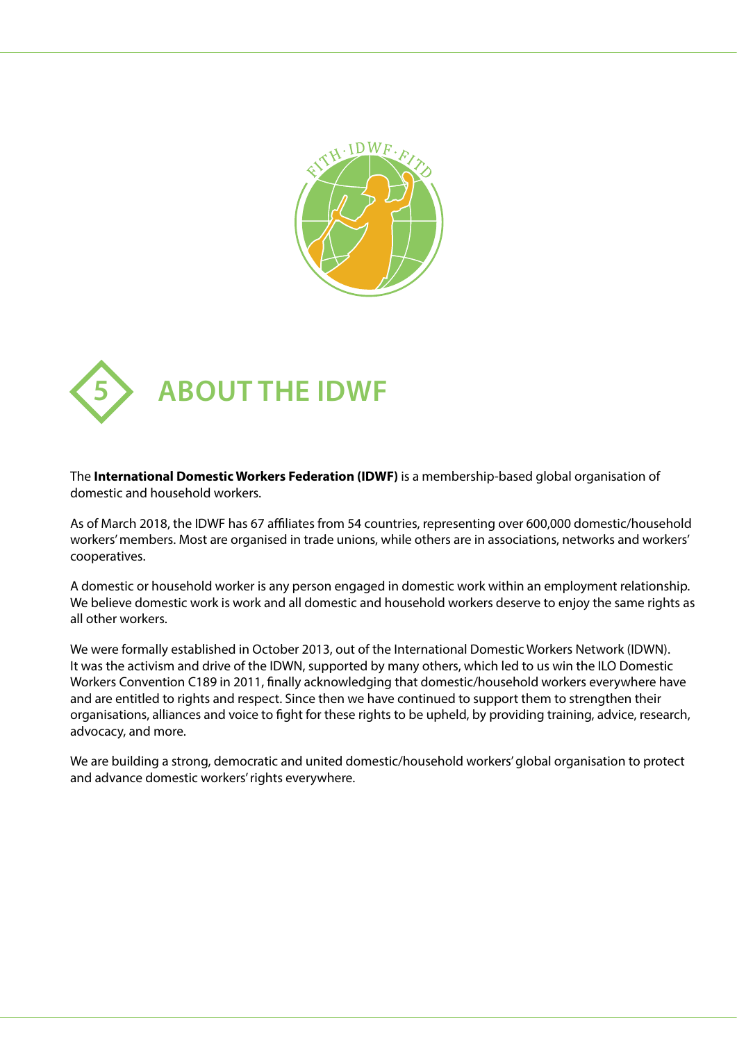# 5 ABOUT THE IDWF

The **International Domestic Workers Federation (IDWF)** is a membership-based global organisation of domestic and household workers.

As of March 2018, the IDWF has 67 affiliates from 54 countries, representing over 600,000 domestic/household workers' members. Most are organised in trade unions, while others are in associations, networks and workers' cooperatives.

A domestic or household worker is any person engaged in domestic work within an employment relationship. We believe domestic work is work and all domestic and household workers deserve to enjoy the same rights as all other workers.

We were formally established in October 2013, out of the International Domestic Workers Network (IDWN). It was the activism and drive of the IDWN, supported by many others, which led to us win the ILO Domestic Workers Convention C189 in 2011, finally acknowledging that domestic/household workers everywhere have and are entitled to rights and respect. Since then we have continued to support them to strengthen their organisations, alliances and voice to fight for these rights to be upheld, by providing training, advice, research, advocacy, and more.

We are building a strong, democratic and united domestic/household workers' global organisation to protect and advance domestic workers' rights everywhere.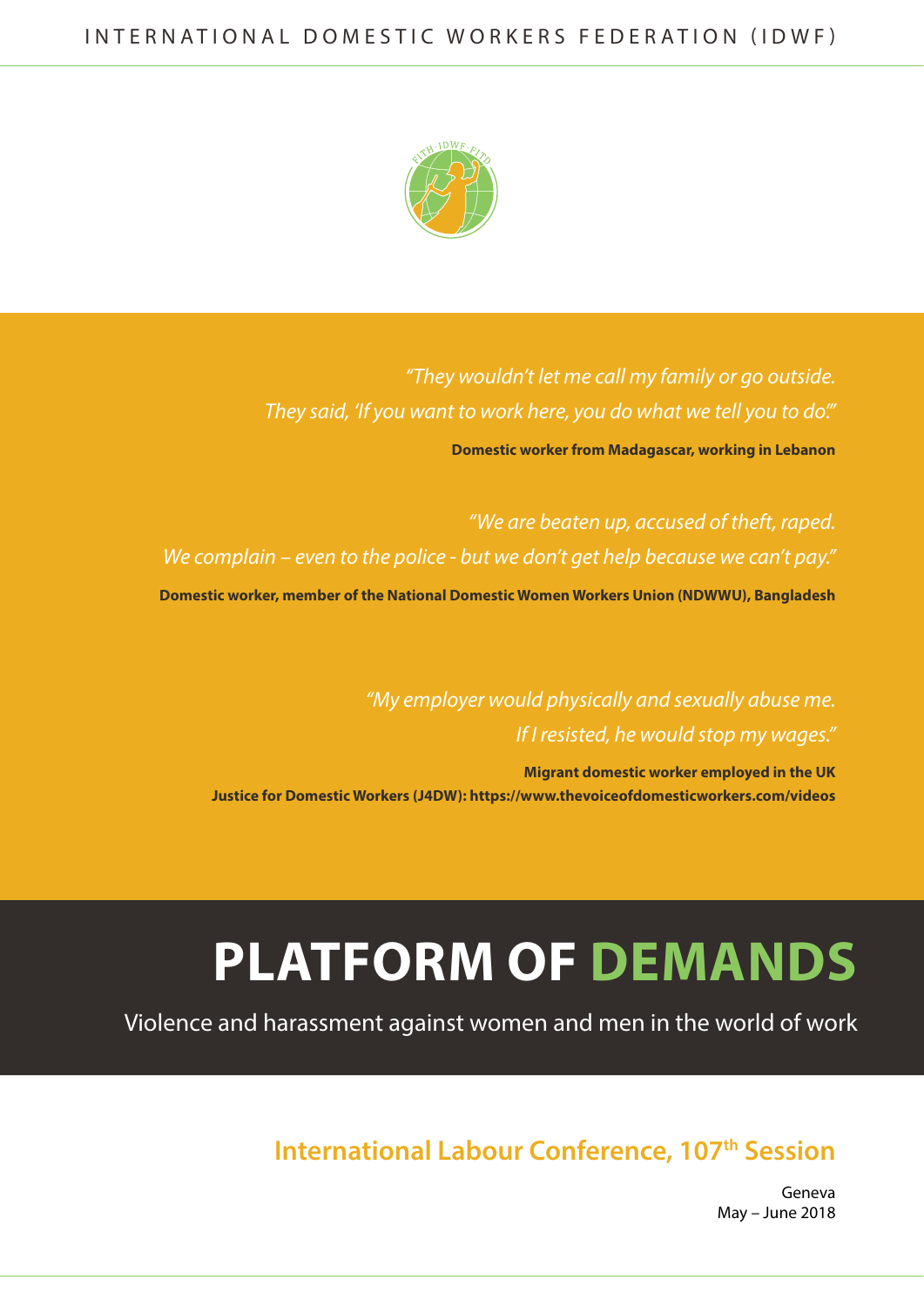INTERNATIONAL DOMESTIC WORKERS FEDERATION (IDWF)

*"They wouldn't let me call my family or go outside.*
*They said, 'If you want to work here, you do what we tell you to do.'"*

**Domestic worker from Madagascar, working in Lebanon**

*"We are beaten up, accused of theft, raped.*
*We complain – even to the police - but we don't get help because we can't pay."*

**Domestic worker, member of the National Domestic Women Workers Union (NDWWU), Bangladesh**

*"My employer would physically and sexually abuse me.*
*If I resisted, he would stop my wages."*

**Migrant domestic worker employed in the UK**
**Justice for Domestic Workers (J4DW): https://www.thevoiceofdomesticworkers.com/videos**

# PLATFORM OF DEMANDS

Violence and harassment against women and men in the world of work

## International Labour Conference, 107th Session

Geneva
May – June 2018